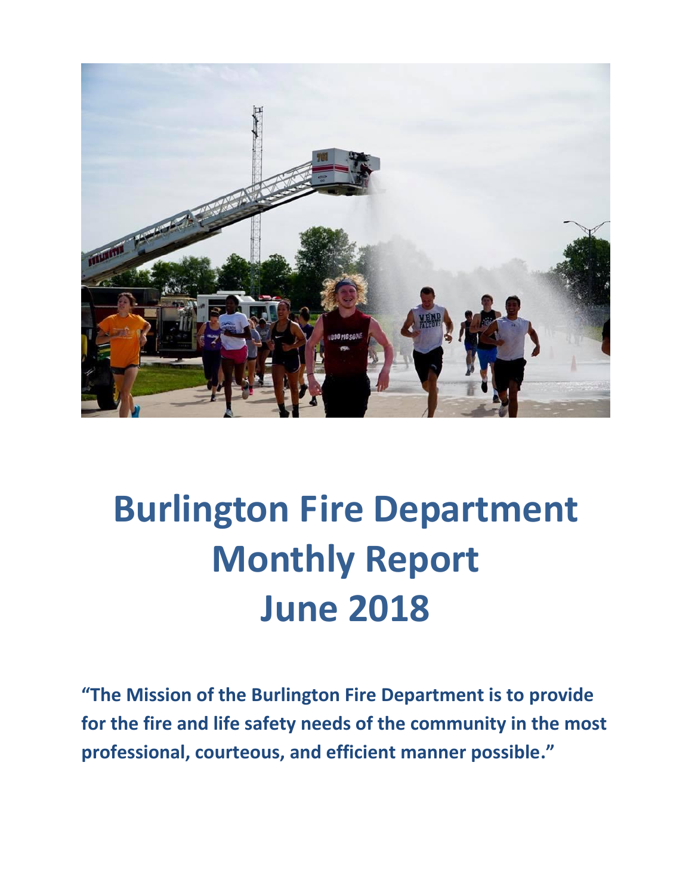# Burlington Fire Department Monthly Report June 2018

**"The Mission of the Burlington Fire Department is to provide for the fire and life safety needs of the community in the most professional, courteous, and efficient manner possible."**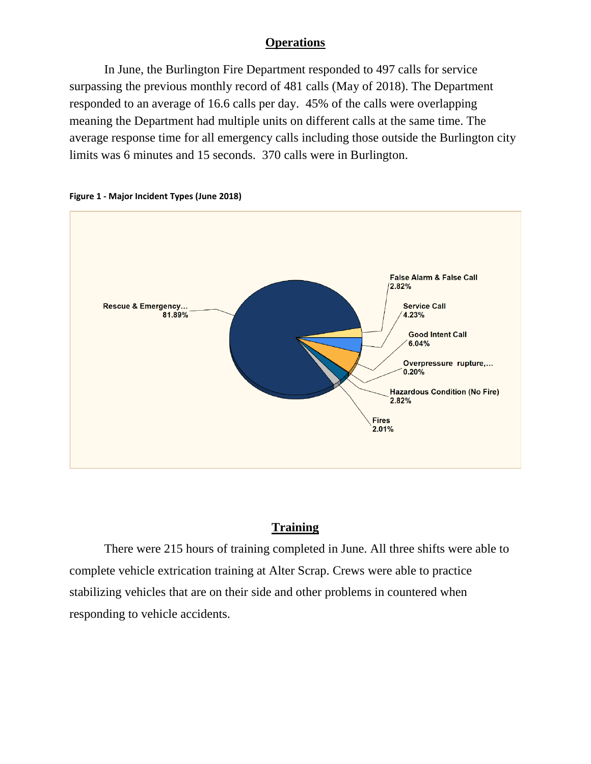## Operations

In June, the Burlington Fire Department responded to 497 calls for service surpassing the previous monthly record of 481 calls (May of 2018). The Department responded to an average of 16.6 calls per day. 45% of the calls were overlapping meaning the Department had multiple units on different calls at the same time. The average response time for all emergency calls including those outside the Burlington city limits was 6 minutes and 15 seconds. 370 calls were in Burlington.

**Figure 1 - Major Incident Types (June 2018)**

Rescue & Emergency... 81.89%

False Alarm & False Call 2.82%

Service Call 4.23%

Good Intent Call 6.04%

Overpressure rupture,... 0.20%

Hazardous Condition (No Fire) 2.82%

Fires 2.01%

## Training

There were 215 hours of training completed in June. All three shifts were able to complete vehicle extrication training at Alter Scrap. Crews were able to practice stabilizing vehicles that are on their side and other problems in countered when responding to vehicle accidents.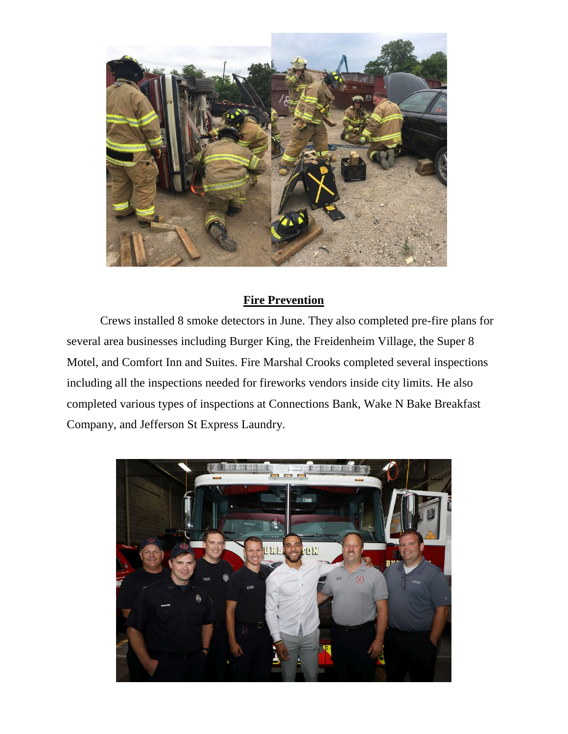## Fire Prevention

Crews installed 8 smoke detectors in June. They also completed pre-fire plans for several area businesses including Burger King, the Freidenheim Village, the Super 8 Motel, and Comfort Inn and Suites. Fire Marshal Crooks completed several inspections including all the inspections needed for fireworks vendors inside city limits. He also completed various types of inspections at Connections Bank, Wake N Bake Breakfast Company, and Jefferson St Express Laundry.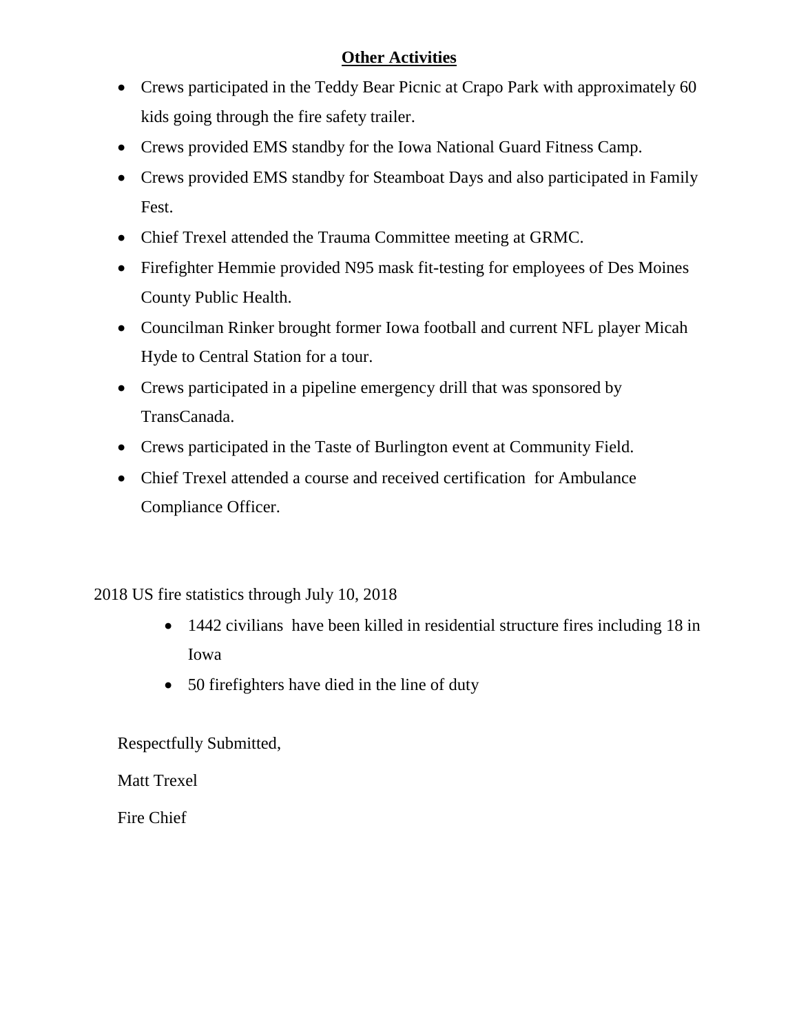## Other Activities

- Crews participated in the Teddy Bear Picnic at Crapo Park with approximately 60 kids going through the fire safety trailer.
- Crews provided EMS standby for the Iowa National Guard Fitness Camp.
- Crews provided EMS standby for Steamboat Days and also participated in Family Fest.
- Chief Trexel attended the Trauma Committee meeting at GRMC.
- Firefighter Hemmie provided N95 mask fit-testing for employees of Des Moines County Public Health.
- Councilman Rinker brought former Iowa football and current NFL player Micah Hyde to Central Station for a tour.
- Crews participated in a pipeline emergency drill that was sponsored by TransCanada.
- Crews participated in the Taste of Burlington event at Community Field.
- Chief Trexel attended a course and received certification for Ambulance Compliance Officer.

2018 US fire statistics through July 10, 2018

- 1442 civilians have been killed in residential structure fires including 18 in Iowa
- 50 firefighters have died in the line of duty

Respectfully Submitted,

Matt Trexel

Fire Chief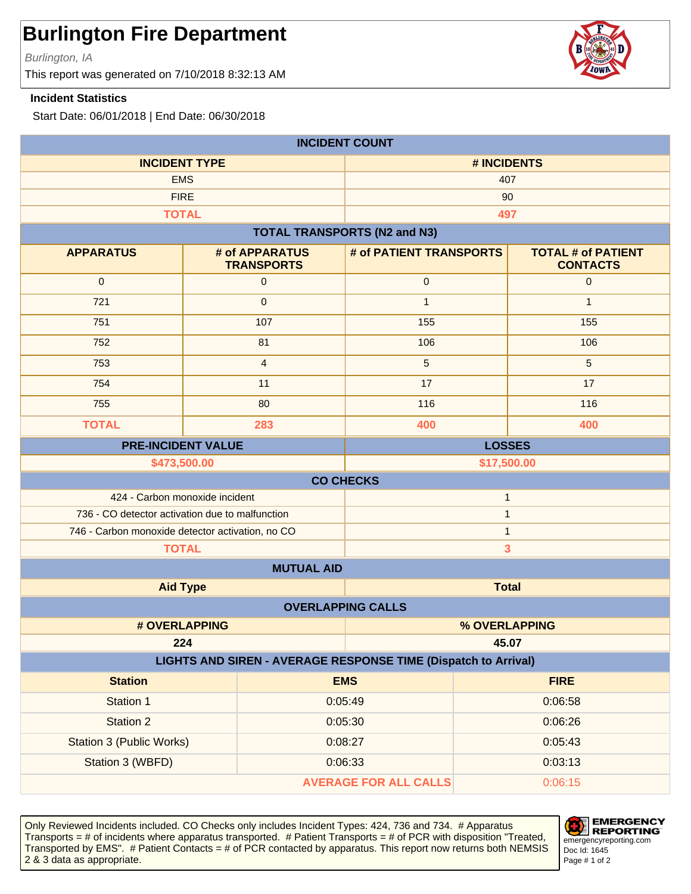# Burlington Fire Department

*Burlington, IA*

This report was generated on 7/10/2018 8:32:13 AM

**Incident Statistics**

Start Date: 06/01/2018 | End Date: 06/30/2018

| INCIDENT COUNT | |
|---|---|
| **INCIDENT TYPE** | **# INCIDENTS** |
| EMS | 407 |
| FIRE | 90 |
| **TOTAL** | **497** |

**TOTAL TRANSPORTS (N2 and N3)**

| APPARATUS | # of APPARATUS TRANSPORTS | # of PATIENT TRANSPORTS | TOTAL # of PATIENT CONTACTS |
|---|---|---|---|
| 0 | 0 | 0 | 0 |
| 721 | 0 | 1 | 1 |
| 751 | 107 | 155 | 155 |
| 752 | 81 | 106 | 106 |
| 753 | 4 | 5 | 5 |
| 754 | 11 | 17 | 17 |
| 755 | 80 | 116 | 116 |
| **TOTAL** | **283** | **400** | **400** |

| PRE-INCIDENT VALUE | LOSSES |
|---|---|
| **$473,500.00** | **$17,500.00** |

| CO CHECKS | |
|---|---|
| 424 - Carbon monoxide incident | 1 |
| 736 - CO detector activation due to malfunction | 1 |
| 746 - Carbon monoxide detector activation, no CO | 1 |
| **TOTAL** | **3** |

| MUTUAL AID | |
|---|---|
| **Aid Type** | **Total** |

| OVERLAPPING CALLS | |
|---|---|
| **# OVERLAPPING** | **% OVERLAPPING** |
| **224** | **45.07** |

**LIGHTS AND SIREN - AVERAGE RESPONSE TIME (Dispatch to Arrival)**

| Station | EMS | FIRE |
|---|---|---|
| Station 1 | 0:05:49 | 0:06:58 |
| Station 2 | 0:05:30 | 0:06:26 |
| Station 3 (Public Works) | 0:08:27 | 0:05:43 |
| Station 3 (WBFD) | 0:06:33 | 0:03:13 |
| | **AVERAGE FOR ALL CALLS** | 0:06:15 |

Only Reviewed Incidents included. CO Checks only includes Incident Types: 424, 736 and 734. # Apparatus Transports = # of incidents where apparatus transported. # Patient Transports = # of PCR with disposition "Treated, Transported by EMS". # Patient Contacts = # of PCR contacted by apparatus. This report now returns both NEMSIS 2 & 3 data as appropriate.

EMERGENCY REPORTING
emergencyreporting.com
Doc Id: 1645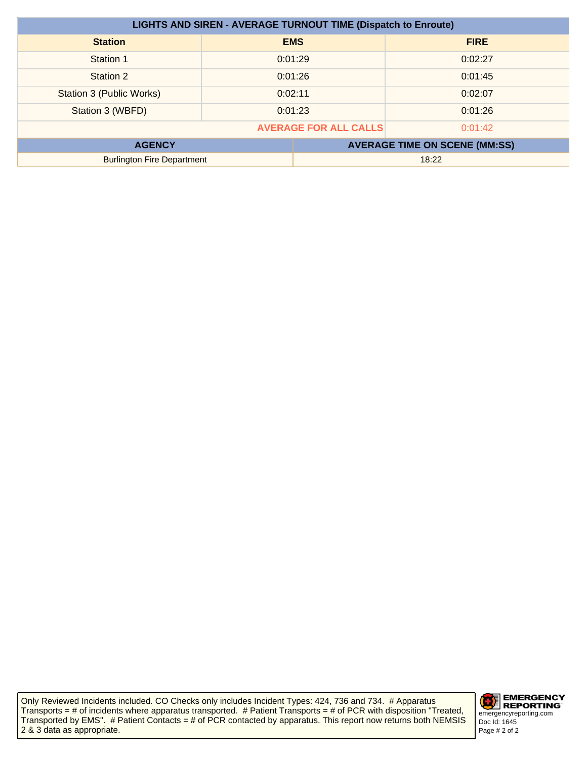| LIGHTS AND SIREN - AVERAGE TURNOUT TIME (Dispatch to Enroute) | | |
|---|---|---|
| **Station** | **EMS** | **FIRE** |
| Station 1 | 0:01:29 | 0:02:27 |
| Station 2 | 0:01:26 | 0:01:45 |
| Station 3 (Public Works) | 0:02:11 | 0:02:07 |
| Station 3 (WBFD) | 0:01:23 | 0:01:26 |
| | **AVERAGE FOR ALL CALLS** | 0:01:42 |

| AGENCY | AVERAGE TIME ON SCENE (MM:SS) |
|---|---|
| Burlington Fire Department | 18:22 |

Only Reviewed Incidents included. CO Checks only includes Incident Types: 424, 736 and 734. # Apparatus Transports = # of incidents where apparatus transported. # Patient Transports = # of PCR with disposition "Treated, Transported by EMS". # Patient Contacts = # of PCR contacted by apparatus. This report now returns both NEMSIS 2 & 3 data as appropriate.

EMERGENCY REPORTING
emergencyreporting.com
Doc Id: 1645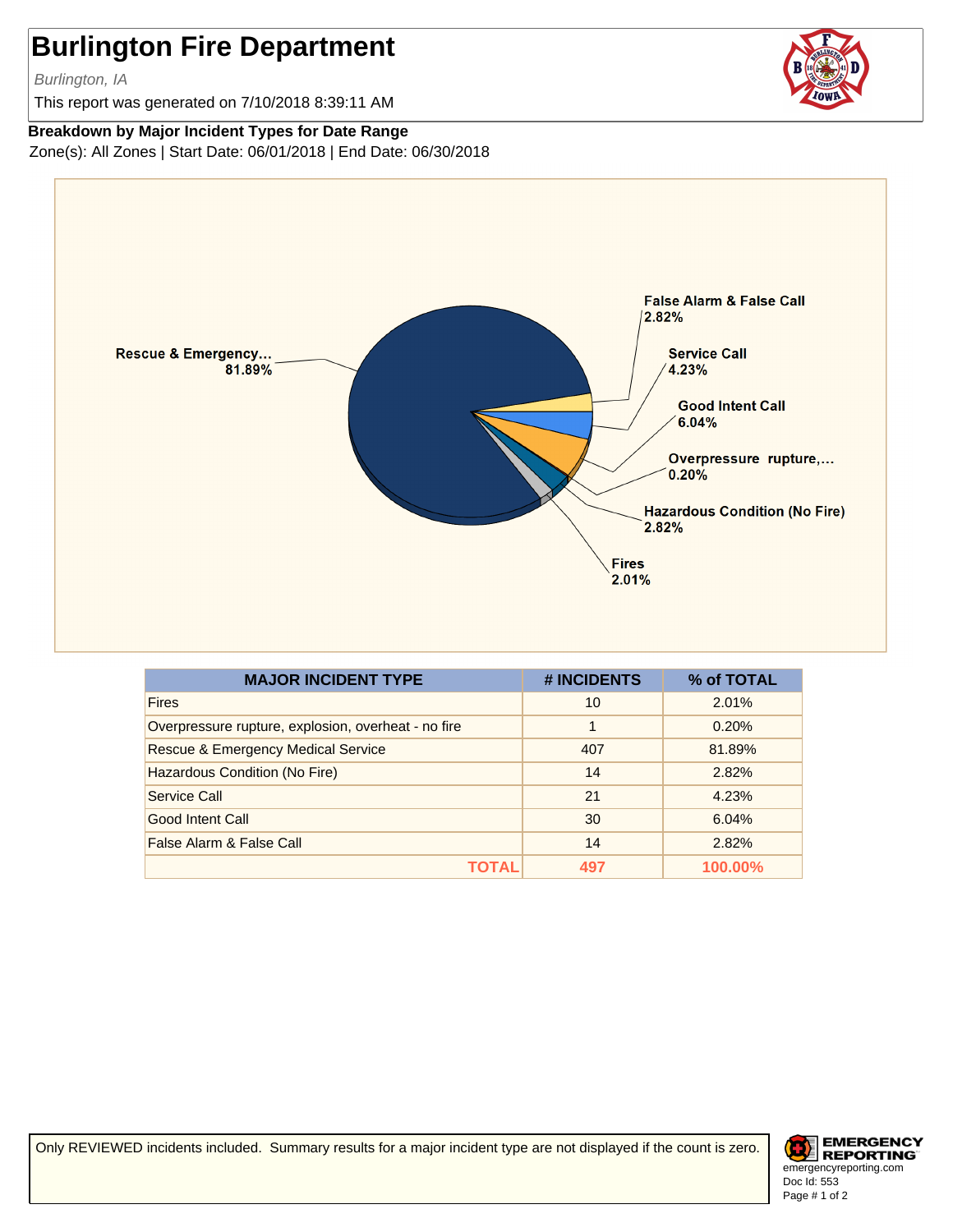# Burlington Fire Department

*Burlington, IA*

This report was generated on 7/10/2018 8:39:11 AM

**Breakdown by Major Incident Types for Date Range**

Zone(s): All Zones | Start Date: 06/01/2018 | End Date: 06/30/2018

Rescue & Emergency... 81.89%
False Alarm & False Call 2.82%
Service Call 4.23%
Good Intent Call 6.04%
Overpressure rupture,... 0.20%
Hazardous Condition (No Fire) 2.82%
Fires 2.01%

| MAJOR INCIDENT TYPE | # INCIDENTS | % of TOTAL |
|---|---|---|
| Fires | 10 | 2.01% |
| Overpressure rupture, explosion, overheat - no fire | 1 | 0.20% |
| Rescue & Emergency Medical Service | 407 | 81.89% |
| Hazardous Condition (No Fire) | 14 | 2.82% |
| Service Call | 21 | 4.23% |
| Good Intent Call | 30 | 6.04% |
| False Alarm & False Call | 14 | 2.82% |
| **TOTAL** | **497** | **100.00%** |

Only REVIEWED incidents included. Summary results for a major incident type are not displayed if the count is zero.

EMERGENCY REPORTING
emergencyreporting.com
Doc Id: 553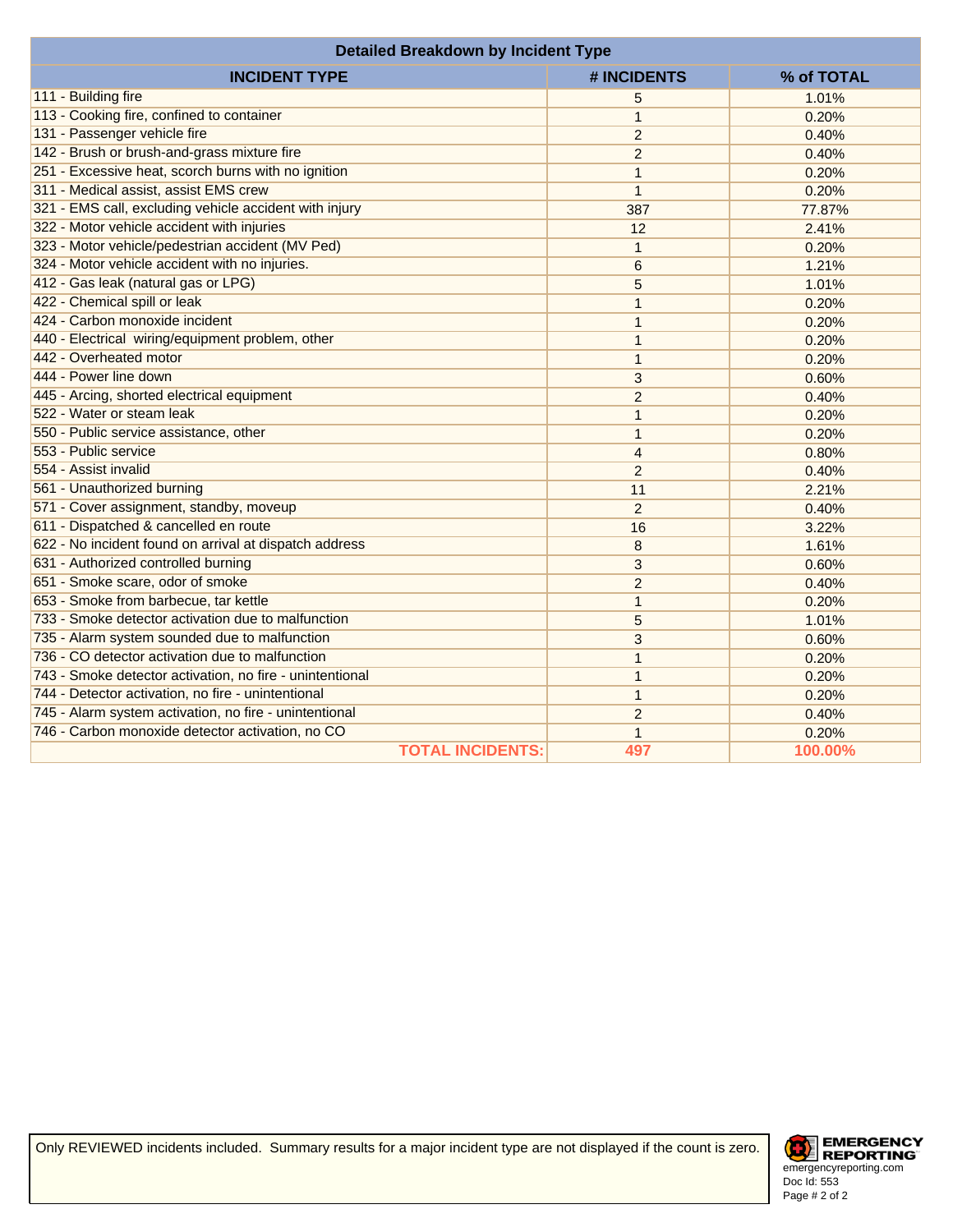| Detailed Breakdown by Incident Type | | |
|---|---|---|
| **INCIDENT TYPE** | **# INCIDENTS** | **% of TOTAL** |
| 111 - Building fire | 5 | 1.01% |
| 113 - Cooking fire, confined to container | 1 | 0.20% |
| 131 - Passenger vehicle fire | 2 | 0.40% |
| 142 - Brush or brush-and-grass mixture fire | 2 | 0.40% |
| 251 - Excessive heat, scorch burns with no ignition | 1 | 0.20% |
| 311 - Medical assist, assist EMS crew | 1 | 0.20% |
| 321 - EMS call, excluding vehicle accident with injury | 387 | 77.87% |
| 322 - Motor vehicle accident with injuries | 12 | 2.41% |
| 323 - Motor vehicle/pedestrian accident (MV Ped) | 1 | 0.20% |
| 324 - Motor vehicle accident with no injuries. | 6 | 1.21% |
| 412 - Gas leak (natural gas or LPG) | 5 | 1.01% |
| 422 - Chemical spill or leak | 1 | 0.20% |
| 424 - Carbon monoxide incident | 1 | 0.20% |
| 440 - Electrical wiring/equipment problem, other | 1 | 0.20% |
| 442 - Overheated motor | 1 | 0.20% |
| 444 - Power line down | 3 | 0.60% |
| 445 - Arcing, shorted electrical equipment | 2 | 0.40% |
| 522 - Water or steam leak | 1 | 0.20% |
| 550 - Public service assistance, other | 1 | 0.20% |
| 553 - Public service | 4 | 0.80% |
| 554 - Assist invalid | 2 | 0.40% |
| 561 - Unauthorized burning | 11 | 2.21% |
| 571 - Cover assignment, standby, moveup | 2 | 0.40% |
| 611 - Dispatched & cancelled en route | 16 | 3.22% |
| 622 - No incident found on arrival at dispatch address | 8 | 1.61% |
| 631 - Authorized controlled burning | 3 | 0.60% |
| 651 - Smoke scare, odor of smoke | 2 | 0.40% |
| 653 - Smoke from barbecue, tar kettle | 1 | 0.20% |
| 733 - Smoke detector activation due to malfunction | 5 | 1.01% |
| 735 - Alarm system sounded due to malfunction | 3 | 0.60% |
| 736 - CO detector activation due to malfunction | 1 | 0.20% |
| 743 - Smoke detector activation, no fire - unintentional | 1 | 0.20% |
| 744 - Detector activation, no fire - unintentional | 1 | 0.20% |
| 745 - Alarm system activation, no fire - unintentional | 2 | 0.40% |
| 746 - Carbon monoxide detector activation, no CO | 1 | 0.20% |
| **TOTAL INCIDENTS:** | **497** | **100.00%** |

Only REVIEWED incidents included. Summary results for a major incident type are not displayed if the count is zero.

EMERGENCY REPORTING
emergencyreporting.com
Doc Id: 553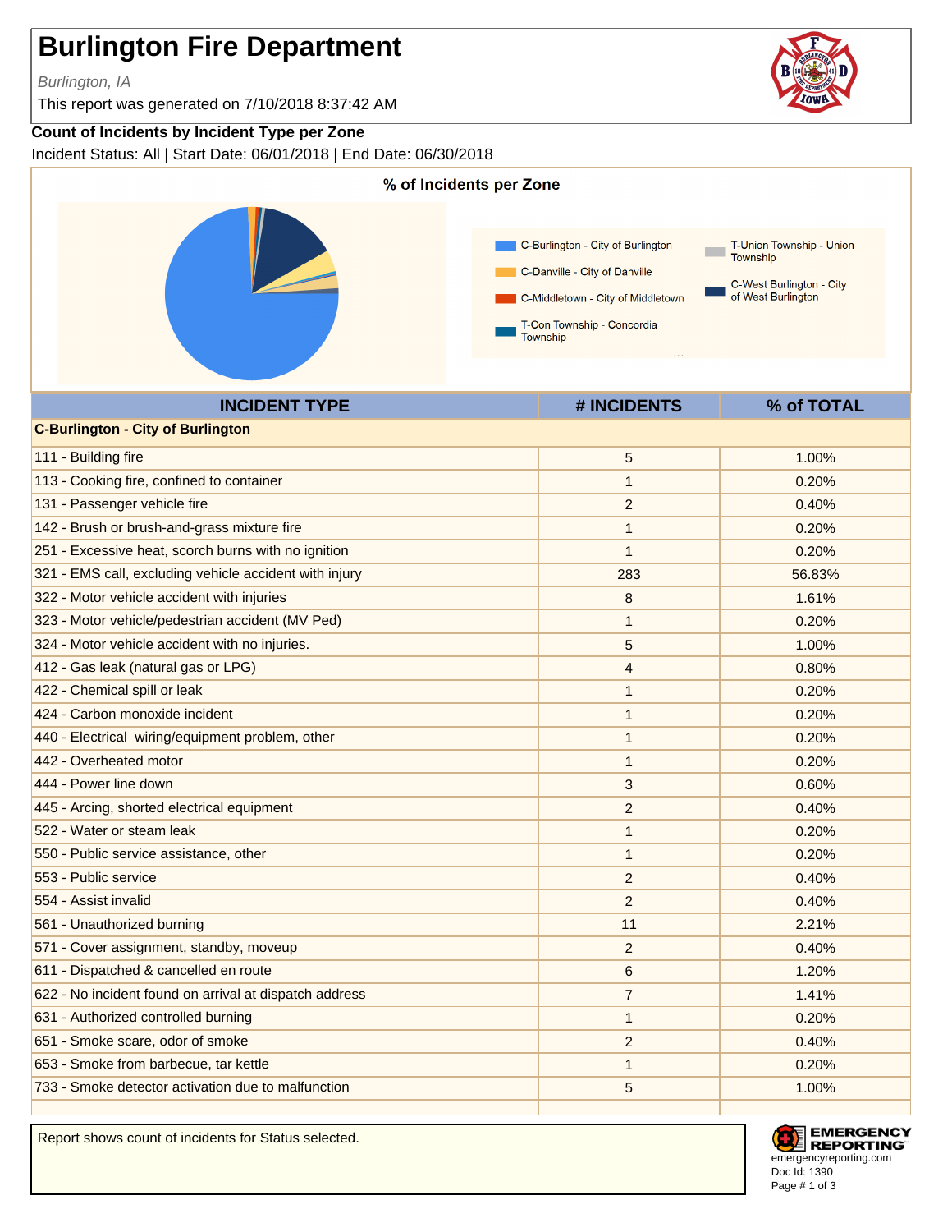# Burlington Fire Department

*Burlington, IA*

This report was generated on 7/10/2018 8:37:42 AM

### Count of Incidents by Incident Type per Zone

Incident Status: All | Start Date: 06/01/2018 | End Date: 06/30/2018

**% of Incidents per Zone**

- C-Burlington - City of Burlington
- C-Danville - City of Danville
- C-Middletown - City of Middletown
- T-Con Township - Concordia Township
- T-Union Township - Union Township
- C-West Burlington - City of West Burlington

| INCIDENT TYPE | # INCIDENTS | % of TOTAL |
|---|---|---|
| **C-Burlington - City of Burlington** | | |
| 111 - Building fire | 5 | 1.00% |
| 113 - Cooking fire, confined to container | 1 | 0.20% |
| 131 - Passenger vehicle fire | 2 | 0.40% |
| 142 - Brush or brush-and-grass mixture fire | 1 | 0.20% |
| 251 - Excessive heat, scorch burns with no ignition | 1 | 0.20% |
| 321 - EMS call, excluding vehicle accident with injury | 283 | 56.83% |
| 322 - Motor vehicle accident with injuries | 8 | 1.61% |
| 323 - Motor vehicle/pedestrian accident (MV Ped) | 1 | 0.20% |
| 324 - Motor vehicle accident with no injuries. | 5 | 1.00% |
| 412 - Gas leak (natural gas or LPG) | 4 | 0.80% |
| 422 - Chemical spill or leak | 1 | 0.20% |
| 424 - Carbon monoxide incident | 1 | 0.20% |
| 440 - Electrical wiring/equipment problem, other | 1 | 0.20% |
| 442 - Overheated motor | 1 | 0.20% |
| 444 - Power line down | 3 | 0.60% |
| 445 - Arcing, shorted electrical equipment | 2 | 0.40% |
| 522 - Water or steam leak | 1 | 0.20% |
| 550 - Public service assistance, other | 1 | 0.20% |
| 553 - Public service | 2 | 0.40% |
| 554 - Assist invalid | 2 | 0.40% |
| 561 - Unauthorized burning | 11 | 2.21% |
| 571 - Cover assignment, standby, moveup | 2 | 0.40% |
| 611 - Dispatched & cancelled en route | 6 | 1.20% |
| 622 - No incident found on arrival at dispatch address | 7 | 1.41% |
| 631 - Authorized controlled burning | 1 | 0.20% |
| 651 - Smoke scare, odor of smoke | 2 | 0.40% |
| 653 - Smoke from barbecue, tar kettle | 1 | 0.20% |
| 733 - Smoke detector activation due to malfunction | 5 | 1.00% |

Report shows count of incidents for Status selected.

Doc Id: 1390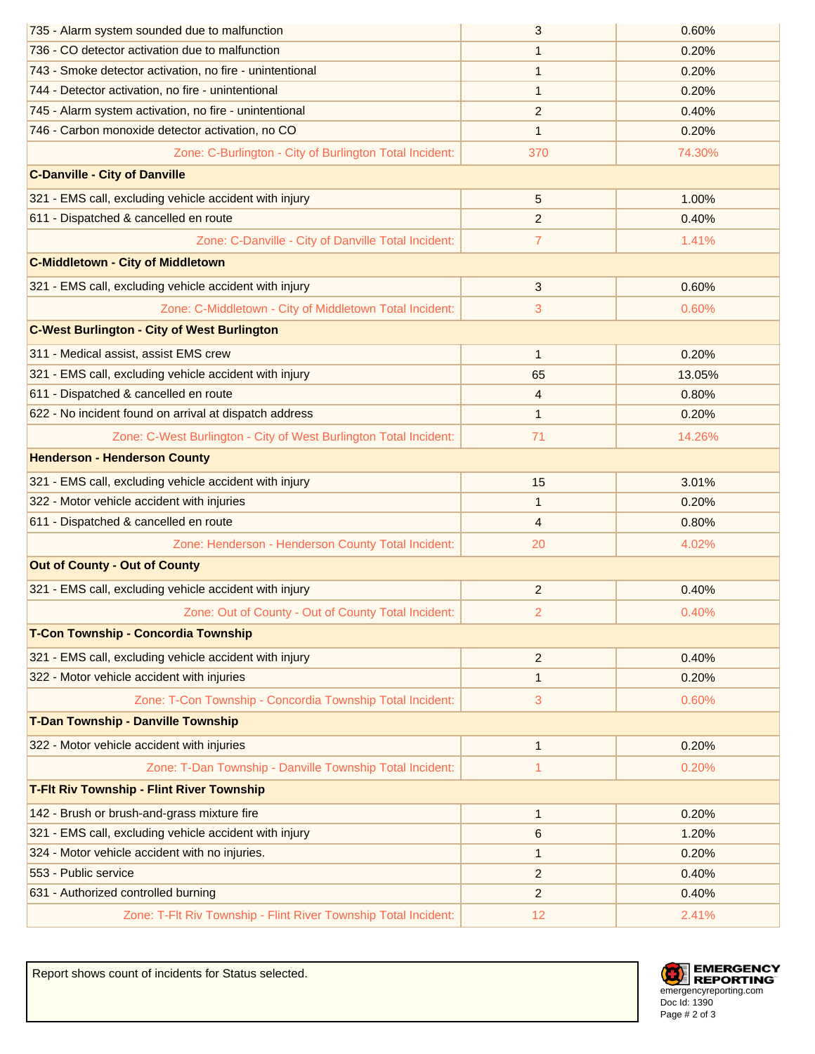| | | |
|---|---|---|
| 735 - Alarm system sounded due to malfunction | 3 | 0.60% |
| 736 - CO detector activation due to malfunction | 1 | 0.20% |
| 743 - Smoke detector activation, no fire - unintentional | 1 | 0.20% |
| 744 - Detector activation, no fire - unintentional | 1 | 0.20% |
| 745 - Alarm system activation, no fire - unintentional | 2 | 0.40% |
| 746 - Carbon monoxide detector activation, no CO | 1 | 0.20% |
| Zone: C-Burlington - City of Burlington Total Incident: | 370 | 74.30% |
| **C-Danville - City of Danville** | | |
| 321 - EMS call, excluding vehicle accident with injury | 5 | 1.00% |
| 611 - Dispatched & cancelled en route | 2 | 0.40% |
| Zone: C-Danville - City of Danville Total Incident: | 7 | 1.41% |
| **C-Middletown - City of Middletown** | | |
| 321 - EMS call, excluding vehicle accident with injury | 3 | 0.60% |
| Zone: C-Middletown - City of Middletown Total Incident: | 3 | 0.60% |
| **C-West Burlington - City of West Burlington** | | |
| 311 - Medical assist, assist EMS crew | 1 | 0.20% |
| 321 - EMS call, excluding vehicle accident with injury | 65 | 13.05% |
| 611 - Dispatched & cancelled en route | 4 | 0.80% |
| 622 - No incident found on arrival at dispatch address | 1 | 0.20% |
| Zone: C-West Burlington - City of West Burlington Total Incident: | 71 | 14.26% |
| **Henderson - Henderson County** | | |
| 321 - EMS call, excluding vehicle accident with injury | 15 | 3.01% |
| 322 - Motor vehicle accident with injuries | 1 | 0.20% |
| 611 - Dispatched & cancelled en route | 4 | 0.80% |
| Zone: Henderson - Henderson County Total Incident: | 20 | 4.02% |
| **Out of County - Out of County** | | |
| 321 - EMS call, excluding vehicle accident with injury | 2 | 0.40% |
| Zone: Out of County - Out of County Total Incident: | 2 | 0.40% |
| **T-Con Township - Concordia Township** | | |
| 321 - EMS call, excluding vehicle accident with injury | 2 | 0.40% |
| 322 - Motor vehicle accident with injuries | 1 | 0.20% |
| Zone: T-Con Township - Concordia Township Total Incident: | 3 | 0.60% |
| **T-Dan Township - Danville Township** | | |
| 322 - Motor vehicle accident with injuries | 1 | 0.20% |
| Zone: T-Dan Township - Danville Township Total Incident: | 1 | 0.20% |
| **T-Flt Riv Township - Flint River Township** | | |
| 142 - Brush or brush-and-grass mixture fire | 1 | 0.20% |
| 321 - EMS call, excluding vehicle accident with injury | 6 | 1.20% |
| 324 - Motor vehicle accident with no injuries. | 1 | 0.20% |
| 553 - Public service | 2 | 0.40% |
| 631 - Authorized controlled burning | 2 | 0.40% |
| Zone: T-Flt Riv Township - Flint River Township Total Incident: | 12 | 2.41% |

Report shows count of incidents for Status selected.

EMERGENCY REPORTING
emergencyreporting.com
Doc Id: 1390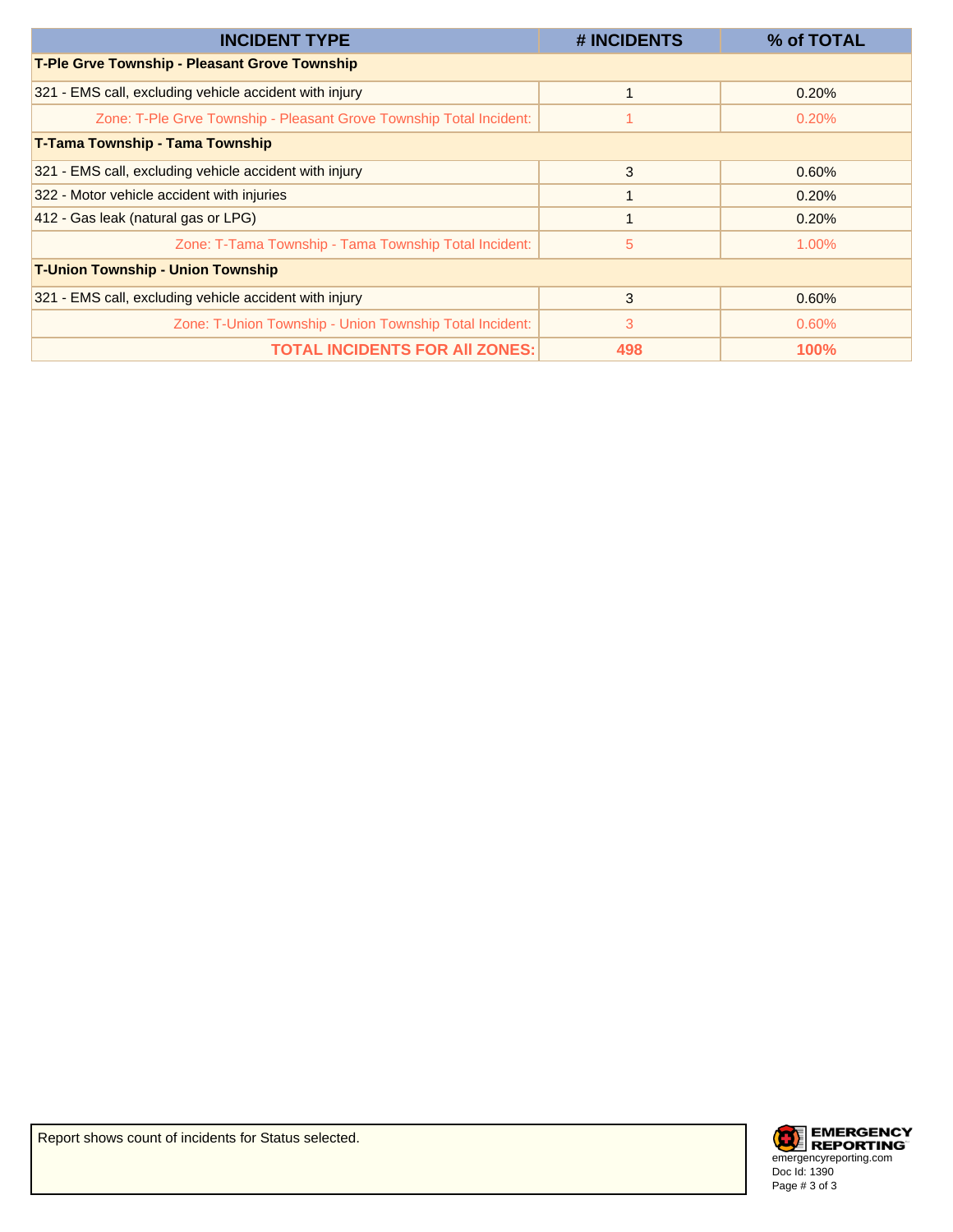| INCIDENT TYPE | # INCIDENTS | % of TOTAL |
|---|---|---|
| **T-Ple Grve Township - Pleasant Grove Township** | | |
| 321 - EMS call, excluding vehicle accident with injury | 1 | 0.20% |
| Zone: T-Ple Grve Township - Pleasant Grove Township Total Incident: | 1 | 0.20% |
| **T-Tama Township - Tama Township** | | |
| 321 - EMS call, excluding vehicle accident with injury | 3 | 0.60% |
| 322 - Motor vehicle accident with injuries | 1 | 0.20% |
| 412 - Gas leak (natural gas or LPG) | 1 | 0.20% |
| Zone: T-Tama Township - Tama Township Total Incident: | 5 | 1.00% |
| **T-Union Township - Union Township** | | |
| 321 - EMS call, excluding vehicle accident with injury | 3 | 0.60% |
| Zone: T-Union Township - Union Township Total Incident: | 3 | 0.60% |
| **TOTAL INCIDENTS FOR All ZONES:** | **498** | **100%** |

Report shows count of incidents for Status selected.

EMERGENCY REPORTING
emergencyreporting.com
Doc Id: 1390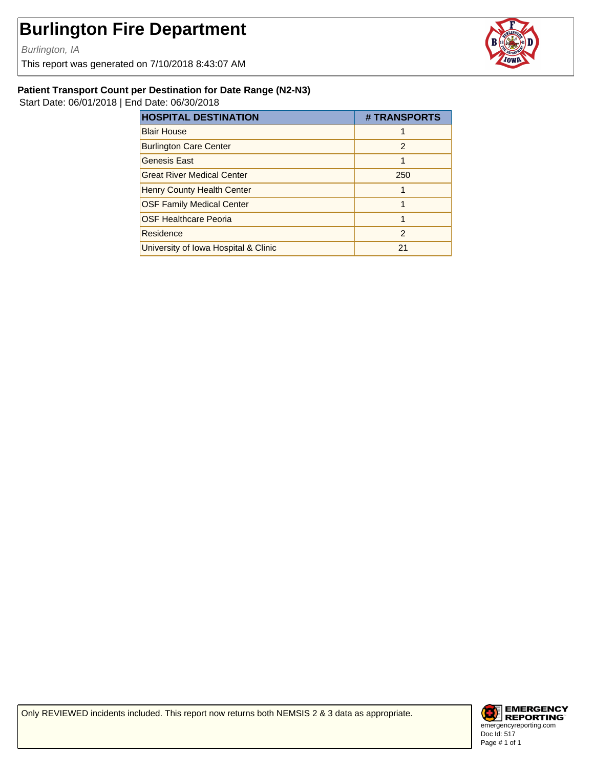# Burlington Fire Department

*Burlington, IA*

This report was generated on 7/10/2018 8:43:07 AM

**Patient Transport Count per Destination for Date Range (N2-N3)**

Start Date: 06/01/2018 | End Date: 06/30/2018

| HOSPITAL DESTINATION | # TRANSPORTS |
|---|---|
| Blair House | 1 |
| Burlington Care Center | 2 |
| Genesis East | 1 |
| Great River Medical Center | 250 |
| Henry County Health Center | 1 |
| OSF Family Medical Center | 1 |
| OSF Healthcare Peoria | 1 |
| Residence | 2 |
| University of Iowa Hospital & Clinic | 21 |

Only REVIEWED incidents included. This report now returns both NEMSIS 2 & 3 data as appropriate.

EMERGENCY REPORTING
emergencyreporting.com
Doc Id: 517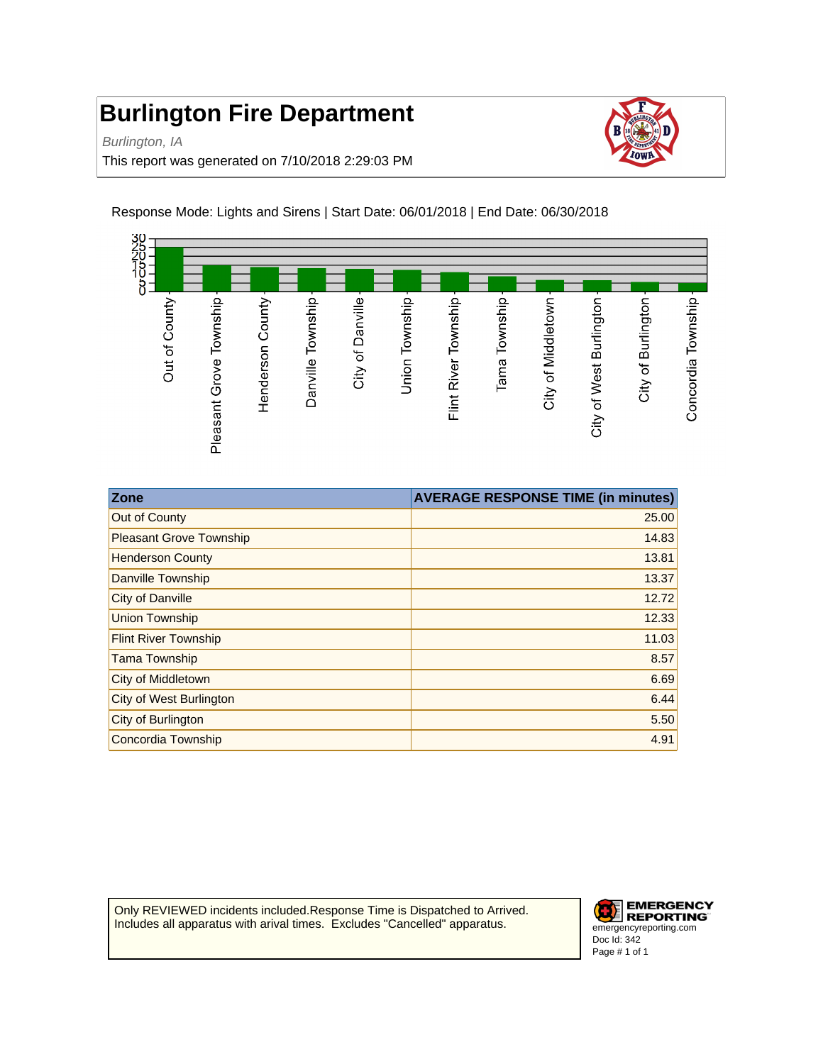# Burlington Fire Department

*Burlington, IA*

This report was generated on 7/10/2018 2:29:03 PM

Response Mode: Lights and Sirens | Start Date: 06/01/2018 | End Date: 06/30/2018

| Zone | AVERAGE RESPONSE TIME (in minutes) |
|---|---|
| Out of County | 25.00 |
| Pleasant Grove Township | 14.83 |
| Henderson County | 13.81 |
| Danville Township | 13.37 |
| City of Danville | 12.72 |
| Union Township | 12.33 |
| Flint River Township | 11.03 |
| Tama Township | 8.57 |
| City of Middletown | 6.69 |
| City of West Burlington | 6.44 |
| City of Burlington | 5.50 |
| Concordia Township | 4.91 |

Only REVIEWED incidents included.Response Time is Dispatched to Arrived. Includes all apparatus with arival times. Excludes "Cancelled" apparatus.

EMERGENCY REPORTING
emergencyreporting.com
Doc Id: 342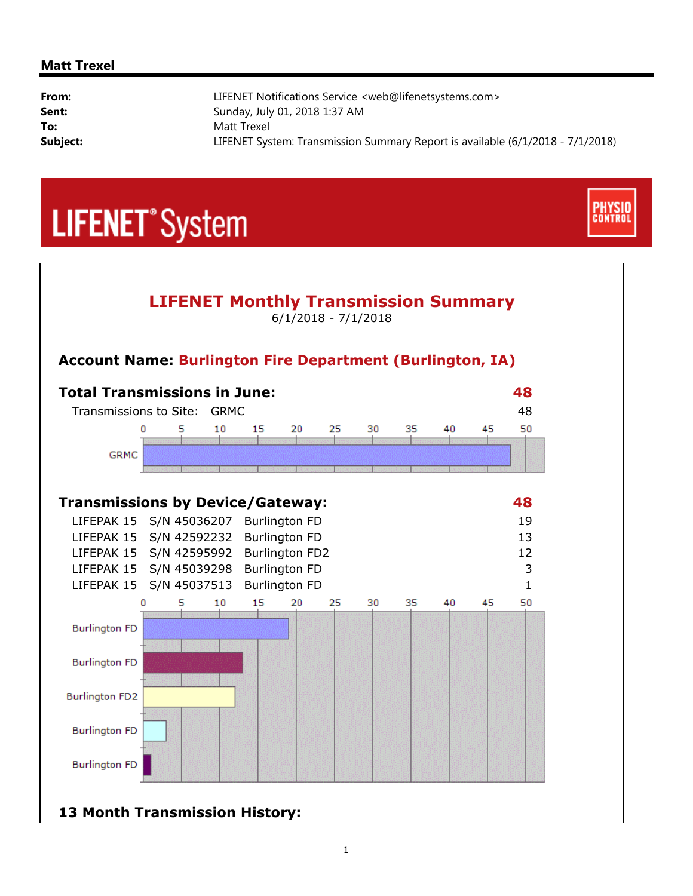**Matt Trexel**

| | |
|---|---|
| **From:** | LIFENET Notifications Service <web@lifenetsystems.com> |
| **Sent:** | Sunday, July 01, 2018 1:37 AM |
| **To:** | Matt Trexel |
| **Subject:** | LIFENET System: Transmission Summary Report is available (6/1/2018 - 7/1/2018) |

LIFENET® System

PHYSIO CONTROL

## LIFENET Monthly Transmission Summary

6/1/2018 - 7/1/2018

### Account Name: Burlington Fire Department (Burlington, IA)

### Total Transmissions in June: 48

Transmissions to Site: GRMC 48

### Transmissions by Device/Gateway: 48

| Device | S/N | Gateway | Transmissions |
|---|---|---|---|
| LIFEPAK 15 | S/N 45036207 | Burlington FD | 19 |
| LIFEPAK 15 | S/N 42592232 | Burlington FD | 13 |
| LIFEPAK 15 | S/N 42595992 | Burlington FD2 | 12 |
| LIFEPAK 15 | S/N 45039298 | Burlington FD | 3 |
| LIFEPAK 15 | S/N 45037513 | Burlington FD | 1 |

### 13 Month Transmission History: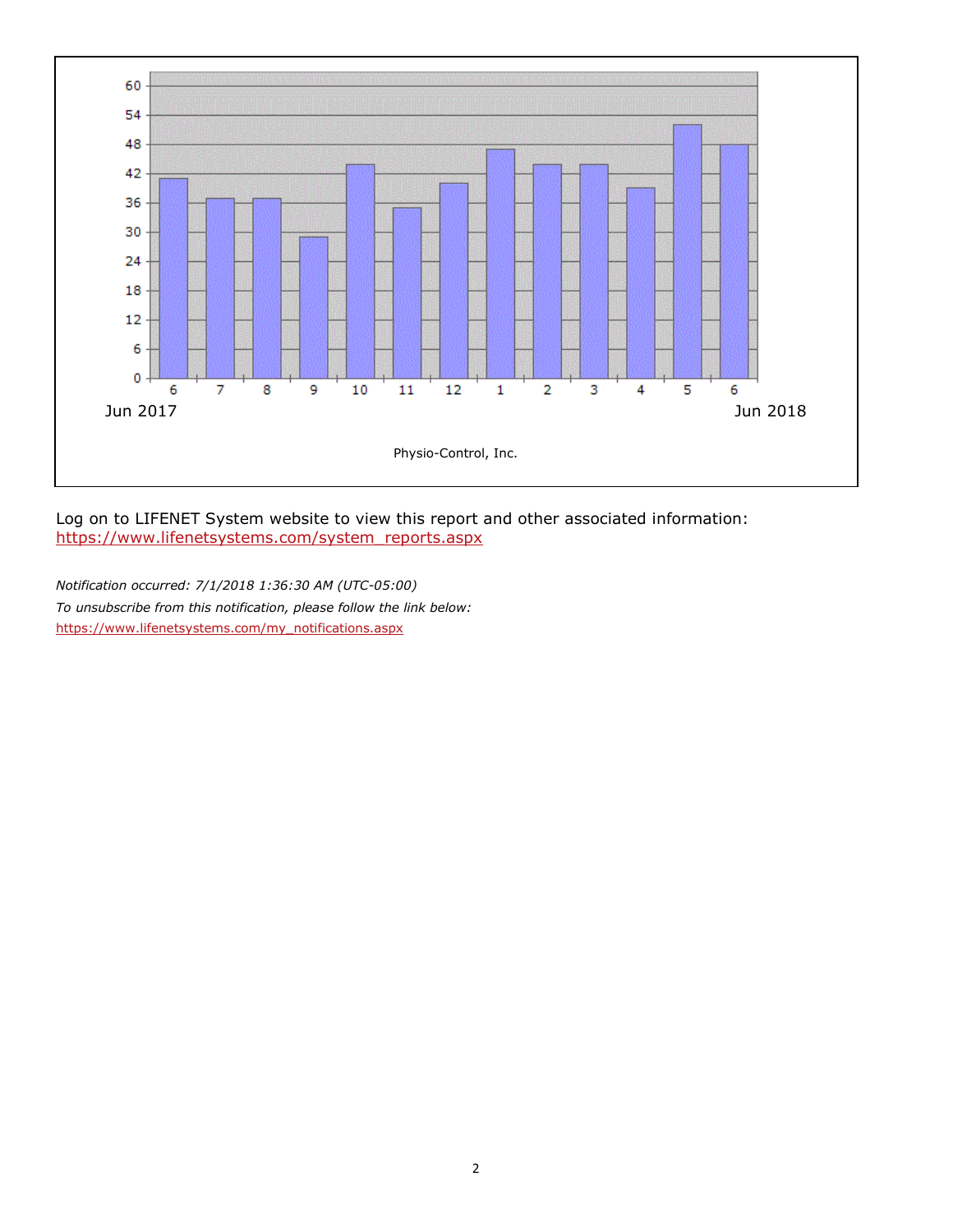60
54
48
42
36
30
24
18
12
6
0

6 7 8 9 10 11 12 1 2 3 4 5 6

Jun 2017

Jun 2018

Physio-Control, Inc.

Log on to LIFENET System website to view this report and other associated information:
https://www.lifenetsystems.com/system_reports.aspx

*Notification occurred: 7/1/2018 1:36:30 AM (UTC-05:00)*

*To unsubscribe from this notification, please follow the link below:*

https://www.lifenetsystems.com/my_notifications.aspx